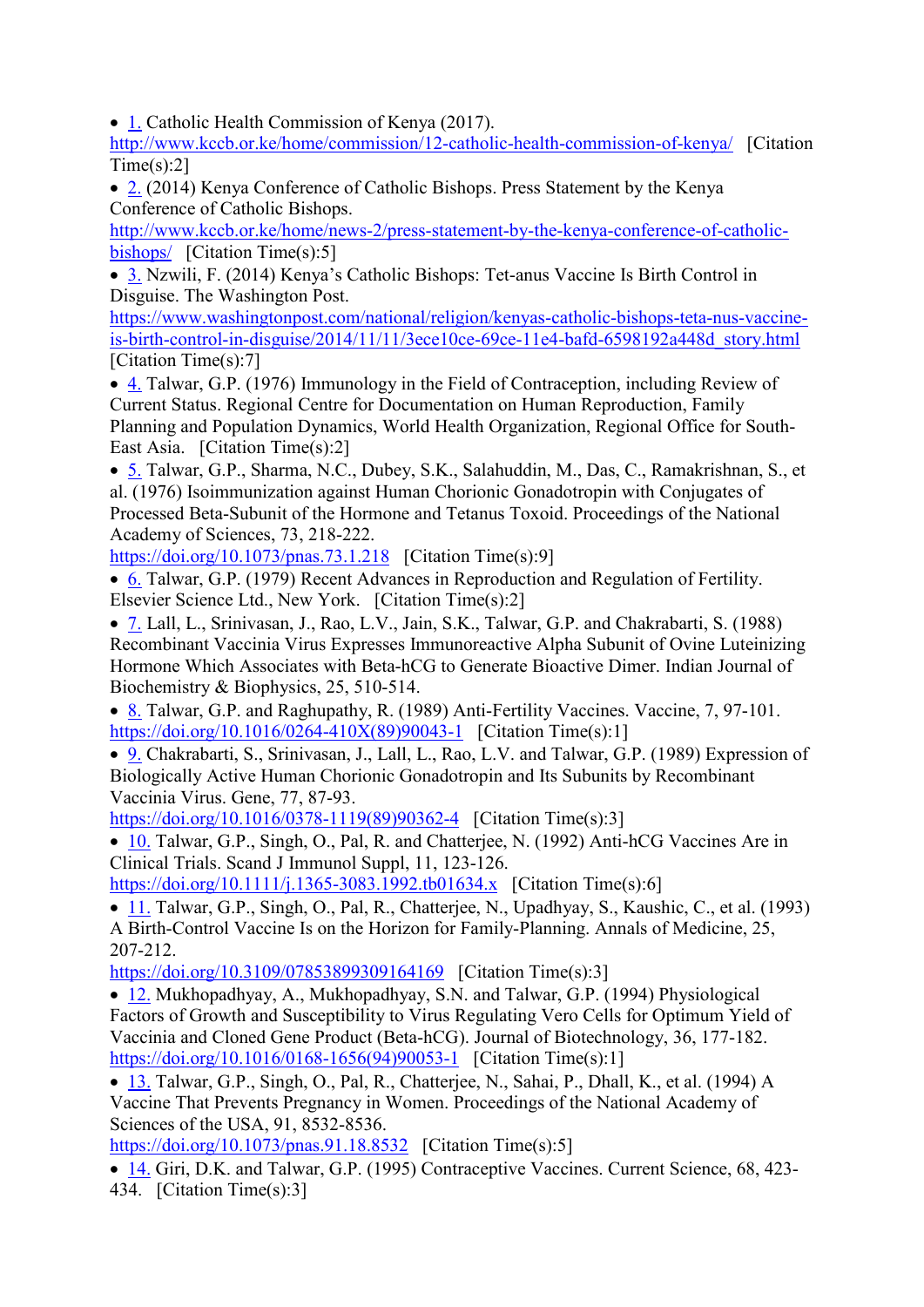- 1. Catholic Health Commission of Kenya (2017). http://www.kccb.or.ke/home/commission/12-catholic-health-commission-of-kenya/ [Citation Time(s):2]
- 2. (2014) Kenya Conference of Catholic Bishops. Press Statement by the Kenya Conference of Catholic Bishops. http://www.kccb.or.ke/home/news-2/press-statement-by-the-kenya-conference-of-catholic-bishops/ [Citation Time(s):5]
- 3. Nzwili, F. (2014) Kenya's Catholic Bishops: Tet-anus Vaccine Is Birth Control in Disguise. The Washington Post. https://www.washingtonpost.com/national/religion/kenyas-catholic-bishops-teta-nus-vaccine-is-birth-control-in-disguise/2014/11/11/3ece10ce-69ce-11e4-bafd-6598192a448d_story.html [Citation Time(s):7]
- 4. Talwar, G.P. (1976) Immunology in the Field of Contraception, including Review of Current Status. Regional Centre for Documentation on Human Reproduction, Family Planning and Population Dynamics, World Health Organization, Regional Office for South-East Asia. [Citation Time(s):2]
- 5. Talwar, G.P., Sharma, N.C., Dubey, S.K., Salahuddin, M., Das, C., Ramakrishnan, S., et al. (1976) Isoimmunization against Human Chorionic Gonadotropin with Conjugates of Processed Beta-Subunit of the Hormone and Tetanus Toxoid. Proceedings of the National Academy of Sciences, 73, 218-222. https://doi.org/10.1073/pnas.73.1.218 [Citation Time(s):9]
- 6. Talwar, G.P. (1979) Recent Advances in Reproduction and Regulation of Fertility. Elsevier Science Ltd., New York. [Citation Time(s):2]
- 7. Lall, L., Srinivasan, J., Rao, L.V., Jain, S.K., Talwar, G.P. and Chakrabarti, S. (1988) Recombinant Vaccinia Virus Expresses Immunoreactive Alpha Subunit of Ovine Luteinizing Hormone Which Associates with Beta-hCG to Generate Bioactive Dimer. Indian Journal of Biochemistry & Biophysics, 25, 510-514.
- 8. Talwar, G.P. and Raghupathy, R. (1989) Anti-Fertility Vaccines. Vaccine, 7, 97-101. https://doi.org/10.1016/0264-410X(89)90043-1 [Citation Time(s):1]
- 9. Chakrabarti, S., Srinivasan, J., Lall, L., Rao, L.V. and Talwar, G.P. (1989) Expression of Biologically Active Human Chorionic Gonadotropin and Its Subunits by Recombinant Vaccinia Virus. Gene, 77, 87-93. https://doi.org/10.1016/0378-1119(89)90362-4 [Citation Time(s):3]
- 10. Talwar, G.P., Singh, O., Pal, R. and Chatterjee, N. (1992) Anti-hCG Vaccines Are in Clinical Trials. Scand J Immunol Suppl, 11, 123-126. https://doi.org/10.1111/j.1365-3083.1992.tb01634.x [Citation Time(s):6]
- 11. Talwar, G.P., Singh, O., Pal, R., Chatterjee, N., Upadhyay, S., Kaushic, C., et al. (1993) A Birth-Control Vaccine Is on the Horizon for Family-Planning. Annals of Medicine, 25, 207-212. https://doi.org/10.3109/07853899309164169 [Citation Time(s):3]
- 12. Mukhopadhyay, A., Mukhopadhyay, S.N. and Talwar, G.P. (1994) Physiological Factors of Growth and Susceptibility to Virus Regulating Vero Cells for Optimum Yield of Vaccinia and Cloned Gene Product (Beta-hCG). Journal of Biotechnology, 36, 177-182. https://doi.org/10.1016/0168-1656(94)90053-1 [Citation Time(s):1]
- 13. Talwar, G.P., Singh, O., Pal, R., Chatterjee, N., Sahai, P., Dhall, K., et al. (1994) A Vaccine That Prevents Pregnancy in Women. Proceedings of the National Academy of Sciences of the USA, 91, 8532-8536. https://doi.org/10.1073/pnas.91.18.8532 [Citation Time(s):5]
- 14. Giri, D.K. and Talwar, G.P. (1995) Contraceptive Vaccines. Current Science, 68, 423-434. [Citation Time(s):3]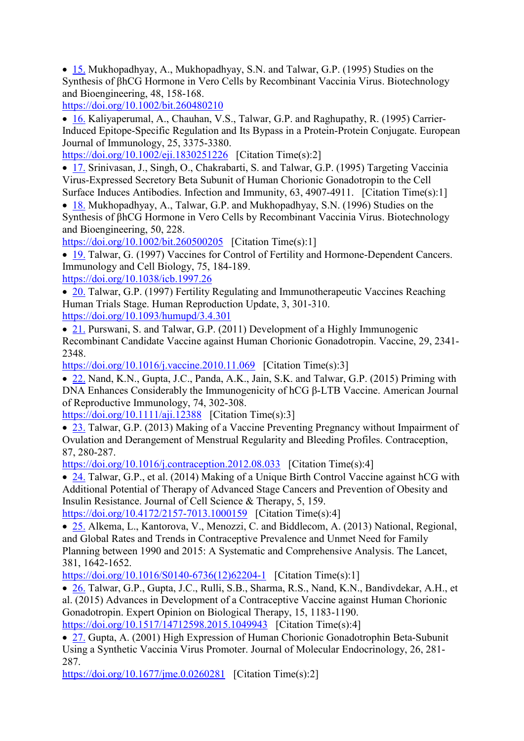- 15. Mukhopadhyay, A., Mukhopadhyay, S.N. and Talwar, G.P. (1995) Studies on the Synthesis of βhCG Hormone in Vero Cells by Recombinant Vaccinia Virus. Biotechnology and Bioengineering, 48, 158-168.
https://doi.org/10.1002/bit.260480210
- 16. Kaliyaperumal, A., Chauhan, V.S., Talwar, G.P. and Raghupathy, R. (1995) Carrier-Induced Epitope-Specific Regulation and Its Bypass in a Protein-Protein Conjugate. European Journal of Immunology, 25, 3375-3380.
https://doi.org/10.1002/eji.1830251226 [Citation Time(s):2]
- 17. Srinivasan, J., Singh, O., Chakrabarti, S. and Talwar, G.P. (1995) Targeting Vaccinia Virus-Expressed Secretory Beta Subunit of Human Chorionic Gonadotropin to the Cell Surface Induces Antibodies. Infection and Immunity, 63, 4907-4911. [Citation Time(s):1]
- 18. Mukhopadhyay, A., Talwar, G.P. and Mukhopadhyay, S.N. (1996) Studies on the Synthesis of βhCG Hormone in Vero Cells by Recombinant Vaccinia Virus. Biotechnology and Bioengineering, 50, 228.
https://doi.org/10.1002/bit.260500205 [Citation Time(s):1]
- 19. Talwar, G. (1997) Vaccines for Control of Fertility and Hormone-Dependent Cancers. Immunology and Cell Biology, 75, 184-189.
https://doi.org/10.1038/icb.1997.26
- 20. Talwar, G.P. (1997) Fertility Regulating and Immunotherapeutic Vaccines Reaching Human Trials Stage. Human Reproduction Update, 3, 301-310.
https://doi.org/10.1093/humupd/3.4.301
- 21. Purswani, S. and Talwar, G.P. (2011) Development of a Highly Immunogenic Recombinant Candidate Vaccine against Human Chorionic Gonadotropin. Vaccine, 29, 2341-2348.
https://doi.org/10.1016/j.vaccine.2010.11.069 [Citation Time(s):3]
- 22. Nand, K.N., Gupta, J.C., Panda, A.K., Jain, S.K. and Talwar, G.P. (2015) Priming with DNA Enhances Considerably the Immunogenicity of hCG β-LTB Vaccine. American Journal of Reproductive Immunology, 74, 302-308.
https://doi.org/10.1111/aji.12388 [Citation Time(s):3]
- 23. Talwar, G.P. (2013) Making of a Vaccine Preventing Pregnancy without Impairment of Ovulation and Derangement of Menstrual Regularity and Bleeding Profiles. Contraception, 87, 280-287.
https://doi.org/10.1016/j.contraception.2012.08.033 [Citation Time(s):4]
- 24. Talwar, G.P., et al. (2014) Making of a Unique Birth Control Vaccine against hCG with Additional Potential of Therapy of Advanced Stage Cancers and Prevention of Obesity and Insulin Resistance. Journal of Cell Science & Therapy, 5, 159.
https://doi.org/10.4172/2157-7013.1000159 [Citation Time(s):4]
- 25. Alkema, L., Kantorova, V., Menozzi, C. and Biddlecom, A. (2013) National, Regional, and Global Rates and Trends in Contraceptive Prevalence and Unmet Need for Family Planning between 1990 and 2015: A Systematic and Comprehensive Analysis. The Lancet, 381, 1642-1652.
https://doi.org/10.1016/S0140-6736(12)62204-1 [Citation Time(s):1]
- 26. Talwar, G.P., Gupta, J.C., Rulli, S.B., Sharma, R.S., Nand, K.N., Bandivdekar, A.H., et al. (2015) Advances in Development of a Contraceptive Vaccine against Human Chorionic Gonadotropin. Expert Opinion on Biological Therapy, 15, 1183-1190.
https://doi.org/10.1517/14712598.2015.1049943 [Citation Time(s):4]
- 27. Gupta, A. (2001) High Expression of Human Chorionic Gonadotrophin Beta-Subunit Using a Synthetic Vaccinia Virus Promoter. Journal of Molecular Endocrinology, 26, 281-287.
https://doi.org/10.1677/jme.0.0260281 [Citation Time(s):2]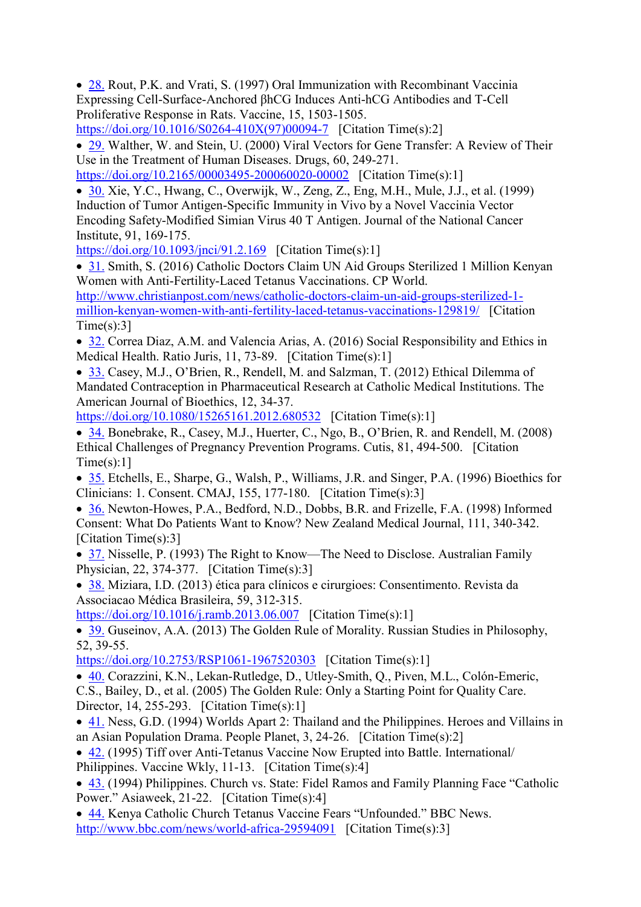- 28. Rout, P.K. and Vrati, S. (1997) Oral Immunization with Recombinant Vaccinia Expressing Cell-Surface-Anchored βhCG Induces Anti-hCG Antibodies and T-Cell Proliferative Response in Rats. Vaccine, 15, 1503-1505. https://doi.org/10.1016/S0264-410X(97)00094-7 [Citation Time(s):2]
- 29. Walther, W. and Stein, U. (2000) Viral Vectors for Gene Transfer: A Review of Their Use in the Treatment of Human Diseases. Drugs, 60, 249-271. https://doi.org/10.2165/00003495-200060020-00002 [Citation Time(s):1]
- 30. Xie, Y.C., Hwang, C., Overwijk, W., Zeng, Z., Eng, M.H., Mule, J.J., et al. (1999) Induction of Tumor Antigen-Specific Immunity in Vivo by a Novel Vaccinia Vector Encoding Safety-Modified Simian Virus 40 T Antigen. Journal of the National Cancer Institute, 91, 169-175. https://doi.org/10.1093/jnci/91.2.169 [Citation Time(s):1]
- 31. Smith, S. (2016) Catholic Doctors Claim UN Aid Groups Sterilized 1 Million Kenyan Women with Anti-Fertility-Laced Tetanus Vaccinations. CP World. http://www.christianpost.com/news/catholic-doctors-claim-un-aid-groups-sterilized-1-million-kenyan-women-with-anti-fertility-laced-tetanus-vaccinations-129819/ [Citation Time(s):3]
- 32. Correa Diaz, A.M. and Valencia Arias, A. (2016) Social Responsibility and Ethics in Medical Health. Ratio Juris, 11, 73-89. [Citation Time(s):1]
- 33. Casey, M.J., O'Brien, R., Rendell, M. and Salzman, T. (2012) Ethical Dilemma of Mandated Contraception in Pharmaceutical Research at Catholic Medical Institutions. The American Journal of Bioethics, 12, 34-37. https://doi.org/10.1080/15265161.2012.680532 [Citation Time(s):1]
- 34. Bonebrake, R., Casey, M.J., Huerter, C., Ngo, B., O'Brien, R. and Rendell, M. (2008) Ethical Challenges of Pregnancy Prevention Programs. Cutis, 81, 494-500. [Citation Time(s):1]
- 35. Etchells, E., Sharpe, G., Walsh, P., Williams, J.R. and Singer, P.A. (1996) Bioethics for Clinicians: 1. Consent. CMAJ, 155, 177-180. [Citation Time(s):3]
- 36. Newton-Howes, P.A., Bedford, N.D., Dobbs, B.R. and Frizelle, F.A. (1998) Informed Consent: What Do Patients Want to Know? New Zealand Medical Journal, 111, 340-342. [Citation Time(s):3]
- 37. Nisselle, P. (1993) The Right to Know—The Need to Disclose. Australian Family Physician, 22, 374-377. [Citation Time(s):3]
- 38. Miziara, I.D. (2013) ética para clínicos e cirurgioes: Consentimento. Revista da Associacao Médica Brasileira, 59, 312-315. https://doi.org/10.1016/j.ramb.2013.06.007 [Citation Time(s):1]
- 39. Guseinov, A.A. (2013) The Golden Rule of Morality. Russian Studies in Philosophy, 52, 39-55. https://doi.org/10.2753/RSP1061-1967520303 [Citation Time(s):1]
- 40. Corazzini, K.N., Lekan-Rutledge, D., Utley-Smith, Q., Piven, M.L., Colón-Emeric, C.S., Bailey, D., et al. (2005) The Golden Rule: Only a Starting Point for Quality Care. Director, 14, 255-293. [Citation Time(s):1]
- 41. Ness, G.D. (1994) Worlds Apart 2: Thailand and the Philippines. Heroes and Villains in an Asian Population Drama. People Planet, 3, 24-26. [Citation Time(s):2]
- 42. (1995) Tiff over Anti-Tetanus Vaccine Now Erupted into Battle. International/ Philippines. Vaccine Wkly, 11-13. [Citation Time(s):4]
- 43. (1994) Philippines. Church vs. State: Fidel Ramos and Family Planning Face "Catholic Power." Asiaweek, 21-22. [Citation Time(s):4]
- 44. Kenya Catholic Church Tetanus Vaccine Fears "Unfounded." BBC News. http://www.bbc.com/news/world-africa-29594091 [Citation Time(s):3]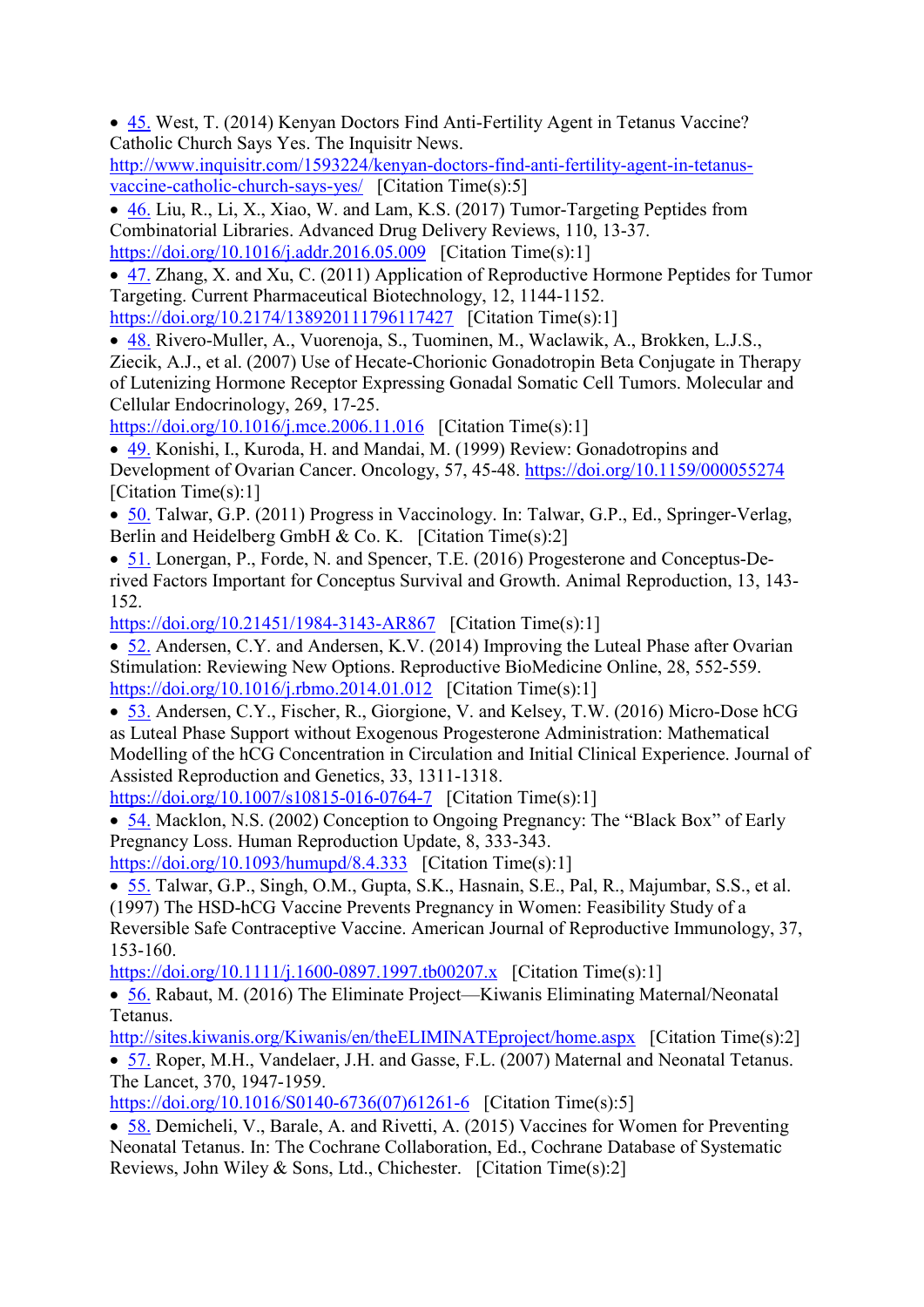- 45. West, T. (2014) Kenyan Doctors Find Anti-Fertility Agent in Tetanus Vaccine? Catholic Church Says Yes. The Inquisitr News. http://www.inquisitr.com/1593224/kenyan-doctors-find-anti-fertility-agent-in-tetanus-vaccine-catholic-church-says-yes/ [Citation Time(s):5]
- 46. Liu, R., Li, X., Xiao, W. and Lam, K.S. (2017) Tumor-Targeting Peptides from Combinatorial Libraries. Advanced Drug Delivery Reviews, 110, 13-37. https://doi.org/10.1016/j.addr.2016.05.009 [Citation Time(s):1]
- 47. Zhang, X. and Xu, C. (2011) Application of Reproductive Hormone Peptides for Tumor Targeting. Current Pharmaceutical Biotechnology, 12, 1144-1152. https://doi.org/10.2174/138920111796117427 [Citation Time(s):1]
- 48. Rivero-Muller, A., Vuorenoja, S., Tuominen, M., Waclawik, A., Brokken, L.J.S., Ziecik, A.J., et al. (2007) Use of Hecate-Chorionic Gonadotropin Beta Conjugate in Therapy of Lutenizing Hormone Receptor Expressing Gonadal Somatic Cell Tumors. Molecular and Cellular Endocrinology, 269, 17-25. https://doi.org/10.1016/j.mce.2006.11.016 [Citation Time(s):1]
- 49. Konishi, I., Kuroda, H. and Mandai, M. (1999) Review: Gonadotropins and Development of Ovarian Cancer. Oncology, 57, 45-48. https://doi.org/10.1159/000055274 [Citation Time(s):1]
- 50. Talwar, G.P. (2011) Progress in Vaccinology. In: Talwar, G.P., Ed., Springer-Verlag, Berlin and Heidelberg GmbH & Co. K. [Citation Time(s):2]
- 51. Lonergan, P., Forde, N. and Spencer, T.E. (2016) Progesterone and Conceptus-Derived Factors Important for Conceptus Survival and Growth. Animal Reproduction, 13, 143-152. https://doi.org/10.21451/1984-3143-AR867 [Citation Time(s):1]
- 52. Andersen, C.Y. and Andersen, K.V. (2014) Improving the Luteal Phase after Ovarian Stimulation: Reviewing New Options. Reproductive BioMedicine Online, 28, 552-559. https://doi.org/10.1016/j.rbmo.2014.01.012 [Citation Time(s):1]
- 53. Andersen, C.Y., Fischer, R., Giorgione, V. and Kelsey, T.W. (2016) Micro-Dose hCG as Luteal Phase Support without Exogenous Progesterone Administration: Mathematical Modelling of the hCG Concentration in Circulation and Initial Clinical Experience. Journal of Assisted Reproduction and Genetics, 33, 1311-1318. https://doi.org/10.1007/s10815-016-0764-7 [Citation Time(s):1]
- 54. Macklon, N.S. (2002) Conception to Ongoing Pregnancy: The "Black Box" of Early Pregnancy Loss. Human Reproduction Update, 8, 333-343. https://doi.org/10.1093/humupd/8.4.333 [Citation Time(s):1]
- 55. Talwar, G.P., Singh, O.M., Gupta, S.K., Hasnain, S.E., Pal, R., Majumbar, S.S., et al. (1997) The HSD-hCG Vaccine Prevents Pregnancy in Women: Feasibility Study of a Reversible Safe Contraceptive Vaccine. American Journal of Reproductive Immunology, 37, 153-160. https://doi.org/10.1111/j.1600-0897.1997.tb00207.x [Citation Time(s):1]
- 56. Rabaut, M. (2016) The Eliminate Project—Kiwanis Eliminating Maternal/Neonatal Tetanus. http://sites.kiwanis.org/Kiwanis/en/theELIMINATEproject/home.aspx [Citation Time(s):2]
- 57. Roper, M.H., Vandelaer, J.H. and Gasse, F.L. (2007) Maternal and Neonatal Tetanus. The Lancet, 370, 1947-1959. https://doi.org/10.1016/S0140-6736(07)61261-6 [Citation Time(s):5]
- 58. Demicheli, V., Barale, A. and Rivetti, A. (2015) Vaccines for Women for Preventing Neonatal Tetanus. In: The Cochrane Collaboration, Ed., Cochrane Database of Systematic Reviews, John Wiley & Sons, Ltd., Chichester. [Citation Time(s):2]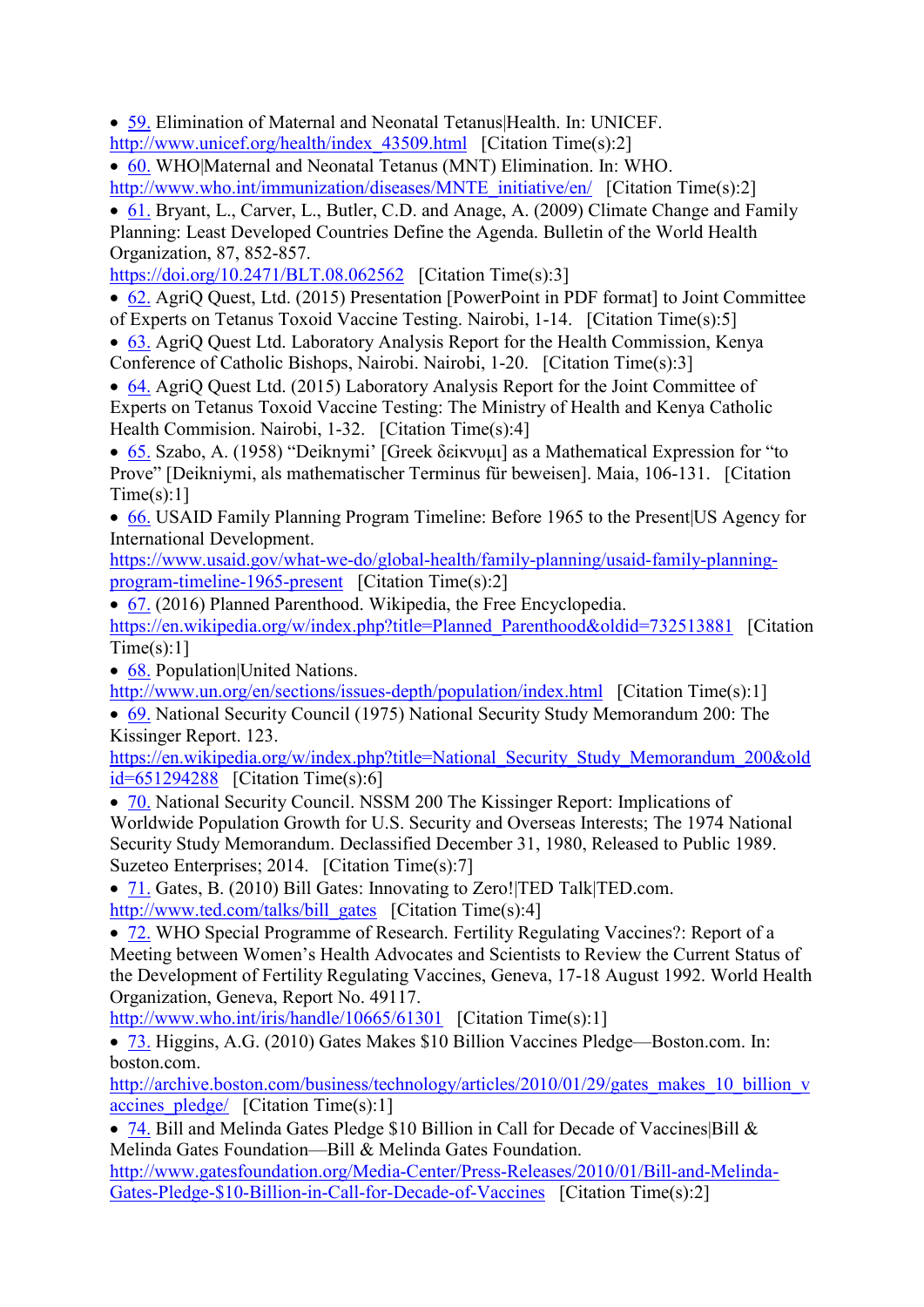- 59. Elimination of Maternal and Neonatal Tetanus|Health. In: UNICEF. http://www.unicef.org/health/index_43509.html [Citation Time(s):2]
- 60. WHO|Maternal and Neonatal Tetanus (MNT) Elimination. In: WHO. http://www.who.int/immunization/diseases/MNTE_initiative/en/ [Citation Time(s):2]
- 61. Bryant, L., Carver, L., Butler, C.D. and Anage, A. (2009) Climate Change and Family Planning: Least Developed Countries Define the Agenda. Bulletin of the World Health Organization, 87, 852-857. https://doi.org/10.2471/BLT.08.062562 [Citation Time(s):3]
- 62. AgriQ Quest, Ltd. (2015) Presentation [PowerPoint in PDF format] to Joint Committee of Experts on Tetanus Toxoid Vaccine Testing. Nairobi, 1-14. [Citation Time(s):5]
- 63. AgriQ Quest Ltd. Laboratory Analysis Report for the Health Commission, Kenya Conference of Catholic Bishops, Nairobi. Nairobi, 1-20. [Citation Time(s):3]
- 64. AgriQ Quest Ltd. (2015) Laboratory Analysis Report for the Joint Committee of Experts on Tetanus Toxoid Vaccine Testing: The Ministry of Health and Kenya Catholic Health Commision. Nairobi, 1-32. [Citation Time(s):4]
- 65. Szabo, A. (1958) "Deiknymi' [Greek δεικνυμι] as a Mathematical Expression for "to Prove" [Deikniymi, als mathematischer Terminus für beweisen]. Maia, 106-131. [Citation Time(s):1]
- 66. USAID Family Planning Program Timeline: Before 1965 to the Present|US Agency for International Development. https://www.usaid.gov/what-we-do/global-health/family-planning/usaid-family-planning-program-timeline-1965-present [Citation Time(s):2]
- 67. (2016) Planned Parenthood. Wikipedia, the Free Encyclopedia. https://en.wikipedia.org/w/index.php?title=Planned_Parenthood&oldid=732513881 [Citation Time(s):1]
- 68. Population|United Nations. http://www.un.org/en/sections/issues-depth/population/index.html [Citation Time(s):1]
- 69. National Security Council (1975) National Security Study Memorandum 200: The Kissinger Report. 123. https://en.wikipedia.org/w/index.php?title=National_Security_Study_Memorandum_200&oldid=651294288 [Citation Time(s):6]
- 70. National Security Council. NSSM 200 The Kissinger Report: Implications of Worldwide Population Growth for U.S. Security and Overseas Interests; The 1974 National Security Study Memorandum. Declassified December 31, 1980, Released to Public 1989. Suzeteo Enterprises; 2014. [Citation Time(s):7]
- 71. Gates, B. (2010) Bill Gates: Innovating to Zero!|TED Talk|TED.com. http://www.ted.com/talks/bill_gates [Citation Time(s):4]
- 72. WHO Special Programme of Research. Fertility Regulating Vaccines?: Report of a Meeting between Women's Health Advocates and Scientists to Review the Current Status of the Development of Fertility Regulating Vaccines, Geneva, 17-18 August 1992. World Health Organization, Geneva, Report No. 49117. http://www.who.int/iris/handle/10665/61301 [Citation Time(s):1]
- 73. Higgins, A.G. (2010) Gates Makes $10 Billion Vaccines Pledge—Boston.com. In: boston.com. http://archive.boston.com/business/technology/articles/2010/01/29/gates_makes_10_billion_vaccines_pledge/ [Citation Time(s):1]
- 74. Bill and Melinda Gates Pledge $10 Billion in Call for Decade of Vaccines|Bill & Melinda Gates Foundation—Bill & Melinda Gates Foundation. http://www.gatesfoundation.org/Media-Center/Press-Releases/2010/01/Bill-and-Melinda-Gates-Pledge-$10-Billion-in-Call-for-Decade-of-Vaccines [Citation Time(s):2]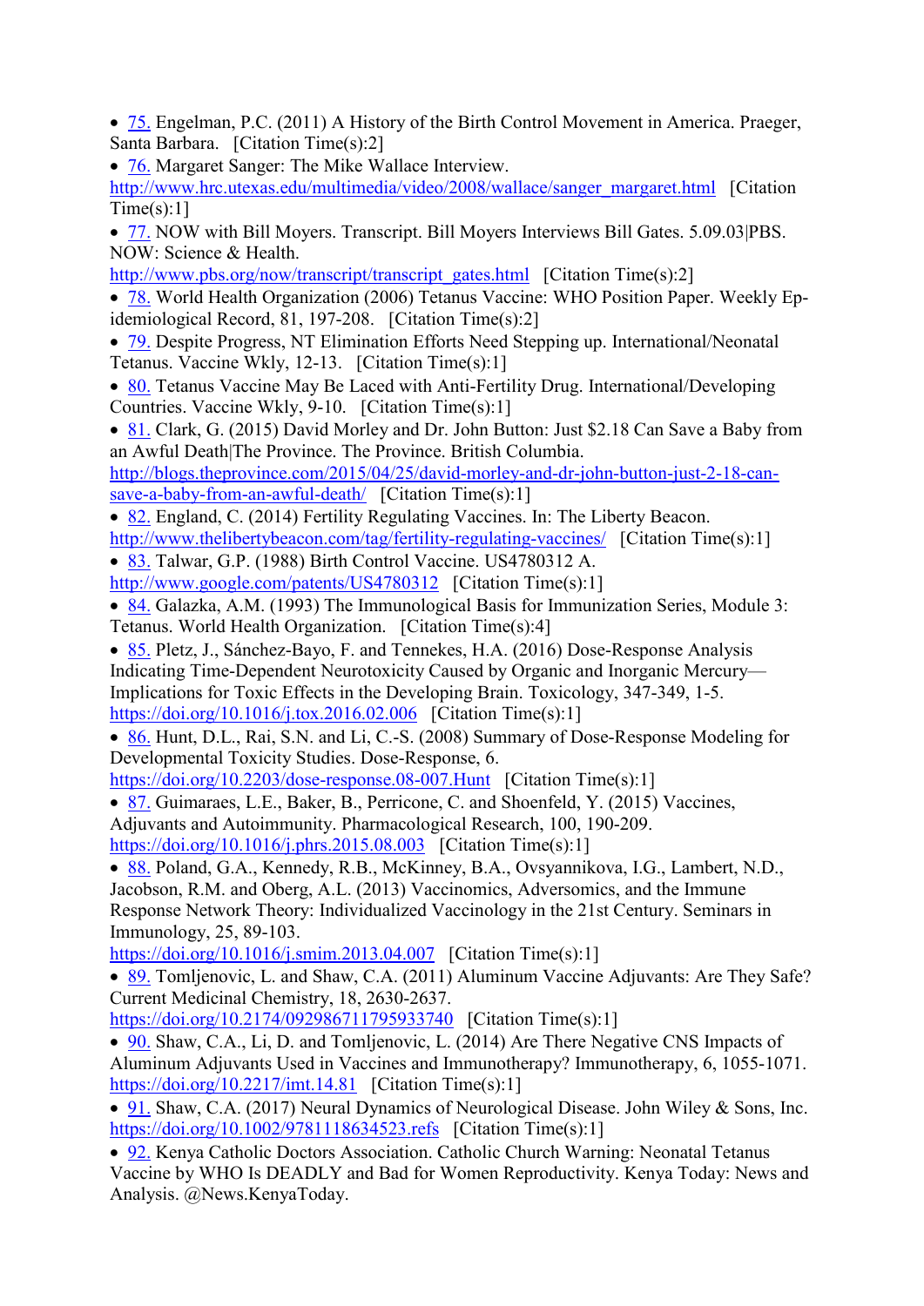- 75. Engelman, P.C. (2011) A History of the Birth Control Movement in America. Praeger, Santa Barbara. [Citation Time(s):2]
- 76. Margaret Sanger: The Mike Wallace Interview. http://www.hrc.utexas.edu/multimedia/video/2008/wallace/sanger_margaret.html [Citation Time(s):1]
- 77. NOW with Bill Moyers. Transcript. Bill Moyers Interviews Bill Gates. 5.09.03|PBS. NOW: Science & Health. http://www.pbs.org/now/transcript/transcript_gates.html [Citation Time(s):2]
- 78. World Health Organization (2006) Tetanus Vaccine: WHO Position Paper. Weekly Epidemiological Record, 81, 197-208. [Citation Time(s):2]
- 79. Despite Progress, NT Elimination Efforts Need Stepping up. International/Neonatal Tetanus. Vaccine Wkly, 12-13. [Citation Time(s):1]
- 80. Tetanus Vaccine May Be Laced with Anti-Fertility Drug. International/Developing Countries. Vaccine Wkly, 9-10. [Citation Time(s):1]
- 81. Clark, G. (2015) David Morley and Dr. John Button: Just $2.18 Can Save a Baby from an Awful Death|The Province. The Province. British Columbia. http://blogs.theprovince.com/2015/04/25/david-morley-and-dr-john-button-just-2-18-can-save-a-baby-from-an-awful-death/ [Citation Time(s):1]
- 82. England, C. (2014) Fertility Regulating Vaccines. In: The Liberty Beacon. http://www.thelibertybeacon.com/tag/fertility-regulating-vaccines/ [Citation Time(s):1]
- 83. Talwar, G.P. (1988) Birth Control Vaccine. US4780312 A. http://www.google.com/patents/US4780312 [Citation Time(s):1]
- 84. Galazka, A.M. (1993) The Immunological Basis for Immunization Series, Module 3: Tetanus. World Health Organization. [Citation Time(s):4]
- 85. Pletz, J., Sánchez-Bayo, F. and Tennekes, H.A. (2016) Dose-Response Analysis Indicating Time-Dependent Neurotoxicity Caused by Organic and Inorganic Mercury—Implications for Toxic Effects in the Developing Brain. Toxicology, 347-349, 1-5. https://doi.org/10.1016/j.tox.2016.02.006 [Citation Time(s):1]
- 86. Hunt, D.L., Rai, S.N. and Li, C.-S. (2008) Summary of Dose-Response Modeling for Developmental Toxicity Studies. Dose-Response, 6. https://doi.org/10.2203/dose-response.08-007.Hunt [Citation Time(s):1]
- 87. Guimaraes, L.E., Baker, B., Perricone, C. and Shoenfeld, Y. (2015) Vaccines, Adjuvants and Autoimmunity. Pharmacological Research, 100, 190-209. https://doi.org/10.1016/j.phrs.2015.08.003 [Citation Time(s):1]
- 88. Poland, G.A., Kennedy, R.B., McKinney, B.A., Ovsyannikova, I.G., Lambert, N.D., Jacobson, R.M. and Oberg, A.L. (2013) Vaccinomics, Adversomics, and the Immune Response Network Theory: Individualized Vaccinology in the 21st Century. Seminars in Immunology, 25, 89-103. https://doi.org/10.1016/j.smim.2013.04.007 [Citation Time(s):1]
- 89. Tomljenovic, L. and Shaw, C.A. (2011) Aluminum Vaccine Adjuvants: Are They Safe? Current Medicinal Chemistry, 18, 2630-2637. https://doi.org/10.2174/092986711795933740 [Citation Time(s):1]
- 90. Shaw, C.A., Li, D. and Tomljenovic, L. (2014) Are There Negative CNS Impacts of Aluminum Adjuvants Used in Vaccines and Immunotherapy? Immunotherapy, 6, 1055-1071. https://doi.org/10.2217/imt.14.81 [Citation Time(s):1]
- 91. Shaw, C.A. (2017) Neural Dynamics of Neurological Disease. John Wiley & Sons, Inc. https://doi.org/10.1002/9781118634523.refs [Citation Time(s):1]
- 92. Kenya Catholic Doctors Association. Catholic Church Warning: Neonatal Tetanus Vaccine by WHO Is DEADLY and Bad for Women Reproductivity. Kenya Today: News and Analysis. @News.KenyaToday.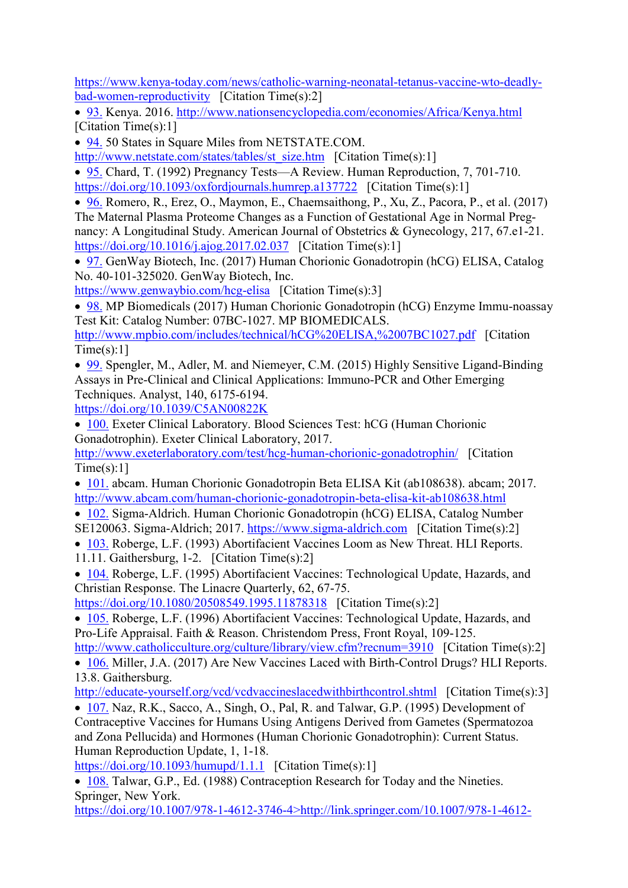https://www.kenya-today.com/news/catholic-warning-neonatal-tetanus-vaccine-wto-deadly-bad-women-reproductivity [Citation Time(s):2]

- 93. Kenya. 2016. http://www.nationsencyclopedia.com/economies/Africa/Kenya.html [Citation Time(s):1]
- 94. 50 States in Square Miles from NETSTATE.COM. http://www.netstate.com/states/tables/st_size.htm [Citation Time(s):1]
- 95. Chard, T. (1992) Pregnancy Tests—A Review. Human Reproduction, 7, 701-710. https://doi.org/10.1093/oxfordjournals.humrep.a137722 [Citation Time(s):1]
- 96. Romero, R., Erez, O., Maymon, E., Chaemsaithong, P., Xu, Z., Pacora, P., et al. (2017) The Maternal Plasma Proteome Changes as a Function of Gestational Age in Normal Pregnancy: A Longitudinal Study. American Journal of Obstetrics & Gynecology, 217, 67.e1-21. https://doi.org/10.1016/j.ajog.2017.02.037 [Citation Time(s):1]
- 97. GenWay Biotech, Inc. (2017) Human Chorionic Gonadotropin (hCG) ELISA, Catalog No. 40-101-325020. GenWay Biotech, Inc. https://www.genwaybio.com/hcg-elisa [Citation Time(s):3]
- 98. MP Biomedicals (2017) Human Chorionic Gonadotropin (hCG) Enzyme Immu-noassay Test Kit: Catalog Number: 07BC-1027. MP BIOMEDICALS. http://www.mpbio.com/includes/technical/hCG%20ELISA,%2007BC1027.pdf [Citation Time(s):1]
- 99. Spengler, M., Adler, M. and Niemeyer, C.M. (2015) Highly Sensitive Ligand-Binding Assays in Pre-Clinical and Clinical Applications: Immuno-PCR and Other Emerging Techniques. Analyst, 140, 6175-6194. https://doi.org/10.1039/C5AN00822K
- 100. Exeter Clinical Laboratory. Blood Sciences Test: hCG (Human Chorionic Gonadotrophin). Exeter Clinical Laboratory, 2017. http://www.exeterlaboratory.com/test/hcg-human-chorionic-gonadotrophin/ [Citation Time(s):1]
- 101. abcam. Human Chorionic Gonadotropin Beta ELISA Kit (ab108638). abcam; 2017. http://www.abcam.com/human-chorionic-gonadotropin-beta-elisa-kit-ab108638.html
- 102. Sigma-Aldrich. Human Chorionic Gonadotropin (hCG) ELISA, Catalog Number SE120063. Sigma-Aldrich; 2017. https://www.sigma-aldrich.com [Citation Time(s):2]
- 103. Roberge, L.F. (1993) Abortifacient Vaccines Loom as New Threat. HLI Reports. 11.11. Gaithersburg, 1-2. [Citation Time(s):2]
- 104. Roberge, L.F. (1995) Abortifacient Vaccines: Technological Update, Hazards, and Christian Response. The Linacre Quarterly, 62, 67-75. https://doi.org/10.1080/20508549.1995.11878318 [Citation Time(s):2]
- 105. Roberge, L.F. (1996) Abortifacient Vaccines: Technological Update, Hazards, and Pro-Life Appraisal. Faith & Reason. Christendom Press, Front Royal, 109-125. http://www.catholicculture.org/culture/library/view.cfm?recnum=3910 [Citation Time(s):2]
- 106. Miller, J.A. (2017) Are New Vaccines Laced with Birth-Control Drugs? HLI Reports. 13.8. Gaithersburg. http://educate-yourself.org/vcd/vcdvaccineslacedwithbirthcontrol.shtml [Citation Time(s):3]
- 107. Naz, R.K., Sacco, A., Singh, O., Pal, R. and Talwar, G.P. (1995) Development of Contraceptive Vaccines for Humans Using Antigens Derived from Gametes (Spermatozoa and Zona Pellucida) and Hormones (Human Chorionic Gonadotrophin): Current Status. Human Reproduction Update, 1, 1-18. https://doi.org/10.1093/humupd/1.1.1 [Citation Time(s):1]
- 108. Talwar, G.P., Ed. (1988) Contraception Research for Today and the Nineties. Springer, New York. https://doi.org/10.1007/978-1-4612-3746-4>http://link.springer.com/10.1007/978-1-4612-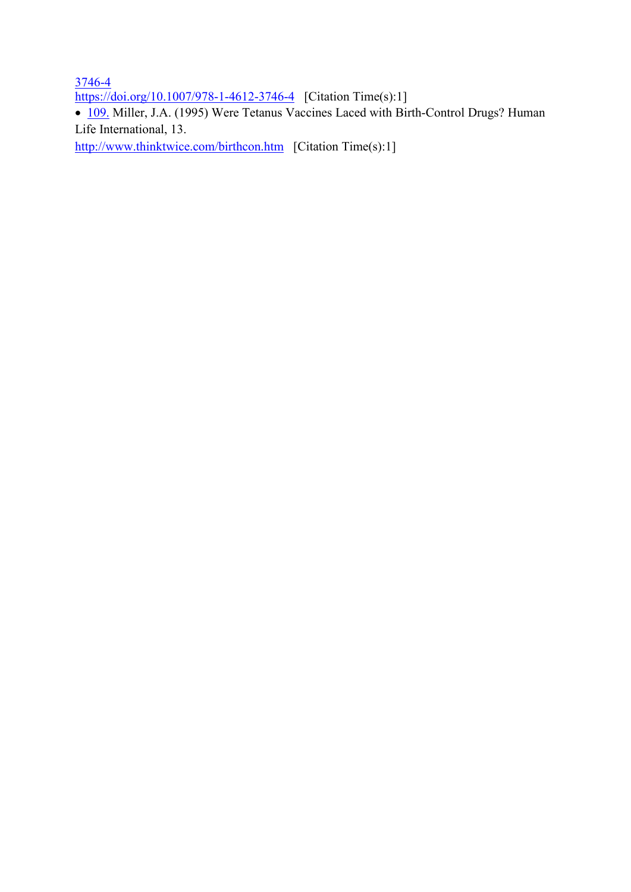3746-4
https://doi.org/10.1007/978-1-4612-3746-4 [Citation Time(s):1]

- 109. Miller, J.A. (1995) Were Tetanus Vaccines Laced with Birth-Control Drugs? Human Life International, 13.
http://www.thinktwice.com/birthcon.htm [Citation Time(s):1]